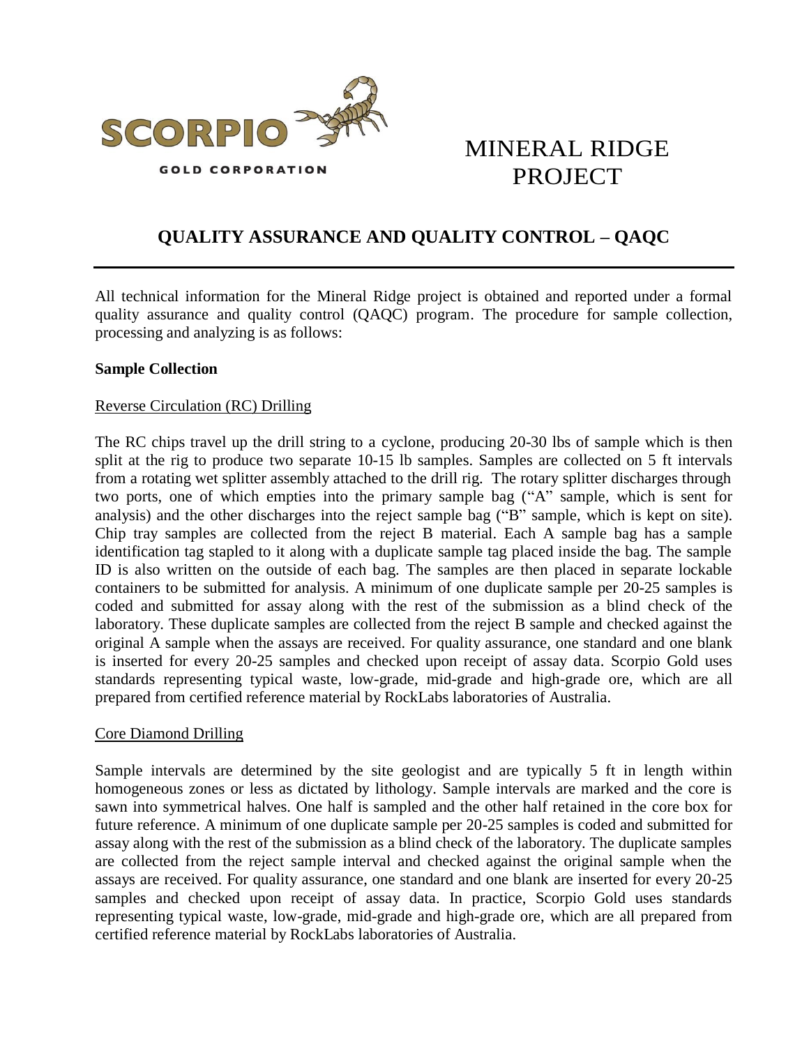SCORPIO GOLD CORPORATION

# MINERAL RIDGE PROJECT

## QUALITY ASSURANCE AND QUALITY CONTROL – QAQC

All technical information for the Mineral Ridge project is obtained and reported under a formal quality assurance and quality control (QAQC) program. The procedure for sample collection, processing and analyzing is as follows:

### Sample Collection

#### Reverse Circulation (RC) Drilling

The RC chips travel up the drill string to a cyclone, producing 20-30 lbs of sample which is then split at the rig to produce two separate 10-15 lb samples. Samples are collected on 5 ft intervals from a rotating wet splitter assembly attached to the drill rig. The rotary splitter discharges through two ports, one of which empties into the primary sample bag ("A" sample, which is sent for analysis) and the other discharges into the reject sample bag ("B" sample, which is kept on site). Chip tray samples are collected from the reject B material. Each A sample bag has a sample identification tag stapled to it along with a duplicate sample tag placed inside the bag. The sample ID is also written on the outside of each bag. The samples are then placed in separate lockable containers to be submitted for analysis. A minimum of one duplicate sample per 20-25 samples is coded and submitted for assay along with the rest of the submission as a blind check of the laboratory. These duplicate samples are collected from the reject B sample and checked against the original A sample when the assays are received. For quality assurance, one standard and one blank is inserted for every 20-25 samples and checked upon receipt of assay data. Scorpio Gold uses standards representing typical waste, low-grade, mid-grade and high-grade ore, which are all prepared from certified reference material by RockLabs laboratories of Australia.

#### Core Diamond Drilling

Sample intervals are determined by the site geologist and are typically 5 ft in length within homogeneous zones or less as dictated by lithology. Sample intervals are marked and the core is sawn into symmetrical halves. One half is sampled and the other half retained in the core box for future reference. A minimum of one duplicate sample per 20-25 samples is coded and submitted for assay along with the rest of the submission as a blind check of the laboratory. The duplicate samples are collected from the reject sample interval and checked against the original sample when the assays are received. For quality assurance, one standard and one blank are inserted for every 20-25 samples and checked upon receipt of assay data. In practice, Scorpio Gold uses standards representing typical waste, low-grade, mid-grade and high-grade ore, which are all prepared from certified reference material by RockLabs laboratories of Australia.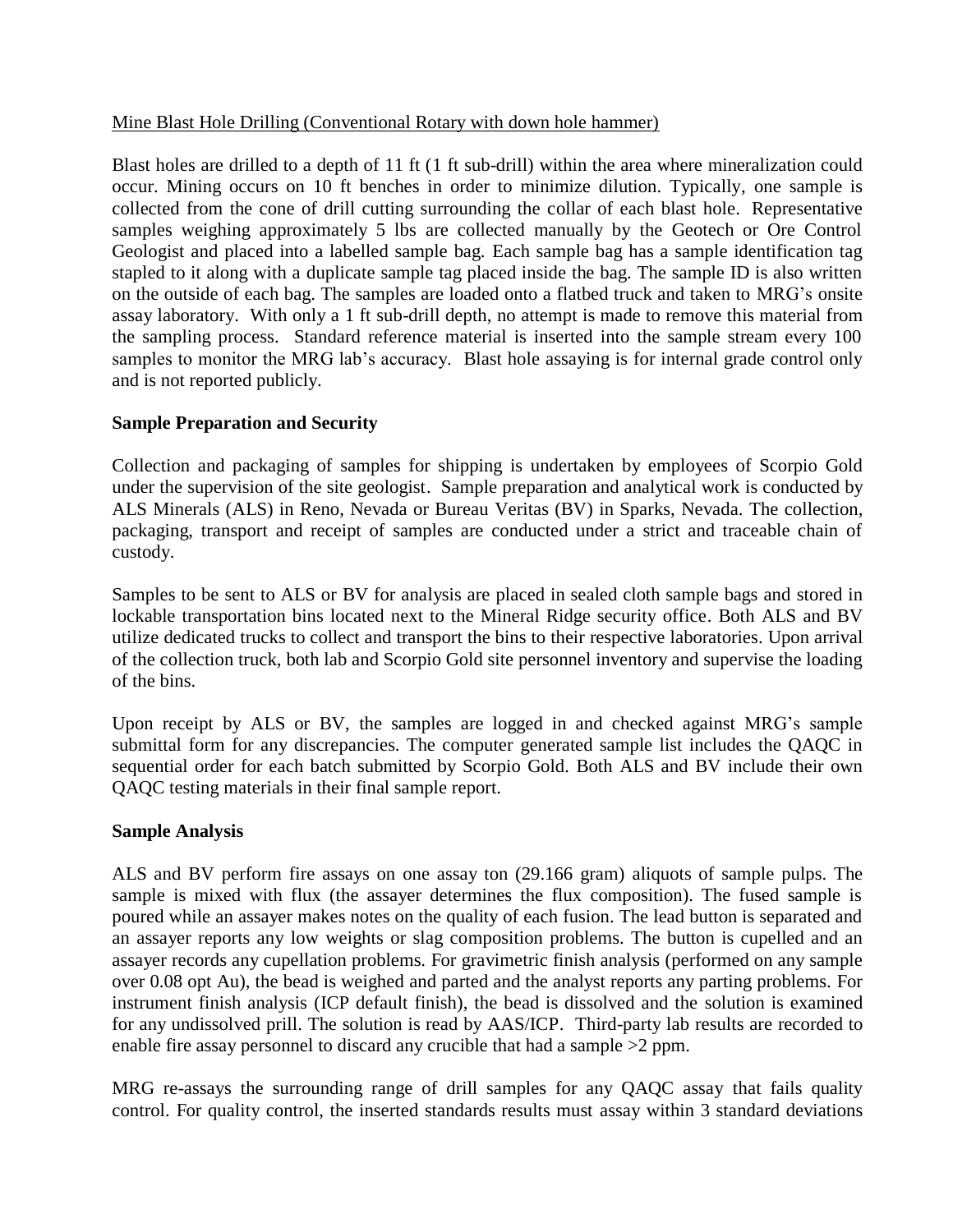Mine Blast Hole Drilling (Conventional Rotary with down hole hammer)

Blast holes are drilled to a depth of 11 ft (1 ft sub-drill) within the area where mineralization could occur. Mining occurs on 10 ft benches in order to minimize dilution. Typically, one sample is collected from the cone of drill cutting surrounding the collar of each blast hole. Representative samples weighing approximately 5 lbs are collected manually by the Geotech or Ore Control Geologist and placed into a labelled sample bag. Each sample bag has a sample identification tag stapled to it along with a duplicate sample tag placed inside the bag. The sample ID is also written on the outside of each bag. The samples are loaded onto a flatbed truck and taken to MRG's onsite assay laboratory. With only a 1 ft sub-drill depth, no attempt is made to remove this material from the sampling process. Standard reference material is inserted into the sample stream every 100 samples to monitor the MRG lab's accuracy. Blast hole assaying is for internal grade control only and is not reported publicly.

## Sample Preparation and Security

Collection and packaging of samples for shipping is undertaken by employees of Scorpio Gold under the supervision of the site geologist. Sample preparation and analytical work is conducted by ALS Minerals (ALS) in Reno, Nevada or Bureau Veritas (BV) in Sparks, Nevada. The collection, packaging, transport and receipt of samples are conducted under a strict and traceable chain of custody.

Samples to be sent to ALS or BV for analysis are placed in sealed cloth sample bags and stored in lockable transportation bins located next to the Mineral Ridge security office. Both ALS and BV utilize dedicated trucks to collect and transport the bins to their respective laboratories. Upon arrival of the collection truck, both lab and Scorpio Gold site personnel inventory and supervise the loading of the bins.

Upon receipt by ALS or BV, the samples are logged in and checked against MRG's sample submittal form for any discrepancies. The computer generated sample list includes the QAQC in sequential order for each batch submitted by Scorpio Gold. Both ALS and BV include their own QAQC testing materials in their final sample report.

## Sample Analysis

ALS and BV perform fire assays on one assay ton (29.166 gram) aliquots of sample pulps. The sample is mixed with flux (the assayer determines the flux composition). The fused sample is poured while an assayer makes notes on the quality of each fusion. The lead button is separated and an assayer reports any low weights or slag composition problems. The button is cupelled and an assayer records any cupellation problems. For gravimetric finish analysis (performed on any sample over 0.08 opt Au), the bead is weighed and parted and the analyst reports any parting problems. For instrument finish analysis (ICP default finish), the bead is dissolved and the solution is examined for any undissolved prill. The solution is read by AAS/ICP. Third-party lab results are recorded to enable fire assay personnel to discard any crucible that had a sample >2 ppm.

MRG re-assays the surrounding range of drill samples for any QAQC assay that fails quality control. For quality control, the inserted standards results must assay within 3 standard deviations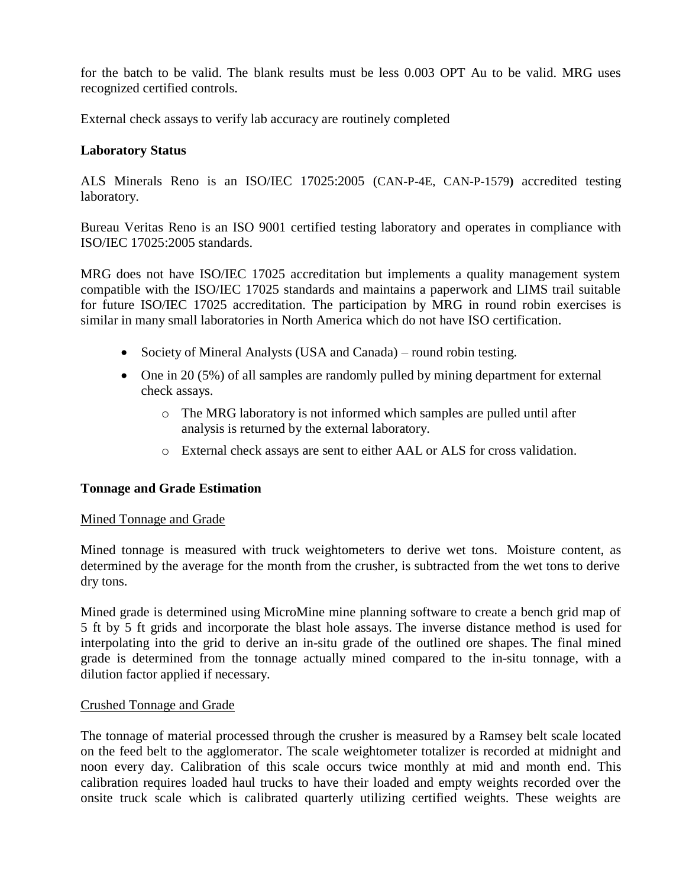for the batch to be valid. The blank results must be less 0.003 OPT Au to be valid. MRG uses recognized certified controls.

External check assays to verify lab accuracy are routinely completed

**Laboratory Status**

ALS Minerals Reno is an ISO/IEC 17025:2005 (CAN-P-4E, CAN-P-1579**)** accredited testing laboratory.

Bureau Veritas Reno is an ISO 9001 certified testing laboratory and operates in compliance with ISO/IEC 17025:2005 standards.

MRG does not have ISO/IEC 17025 accreditation but implements a quality management system compatible with the ISO/IEC 17025 standards and maintains a paperwork and LIMS trail suitable for future ISO/IEC 17025 accreditation. The participation by MRG in round robin exercises is similar in many small laboratories in North America which do not have ISO certification.

- Society of Mineral Analysts (USA and Canada) – round robin testing.
- One in 20 (5%) of all samples are randomly pulled by mining department for external check assays.
    - The MRG laboratory is not informed which samples are pulled until after analysis is returned by the external laboratory.
    - External check assays are sent to either AAL or ALS for cross validation.

**Tonnage and Grade Estimation**

<u>Mined Tonnage and Grade</u>

Mined tonnage is measured with truck weightometers to derive wet tons. Moisture content, as determined by the average for the month from the crusher, is subtracted from the wet tons to derive dry tons.

Mined grade is determined using MicroMine mine planning software to create a bench grid map of 5 ft by 5 ft grids and incorporate the blast hole assays. The inverse distance method is used for interpolating into the grid to derive an in-situ grade of the outlined ore shapes. The final mined grade is determined from the tonnage actually mined compared to the in-situ tonnage, with a dilution factor applied if necessary.

<u>Crushed Tonnage and Grade</u>

The tonnage of material processed through the crusher is measured by a Ramsey belt scale located on the feed belt to the agglomerator. The scale weightometer totalizer is recorded at midnight and noon every day. Calibration of this scale occurs twice monthly at mid and month end. This calibration requires loaded haul trucks to have their loaded and empty weights recorded over the onsite truck scale which is calibrated quarterly utilizing certified weights. These weights are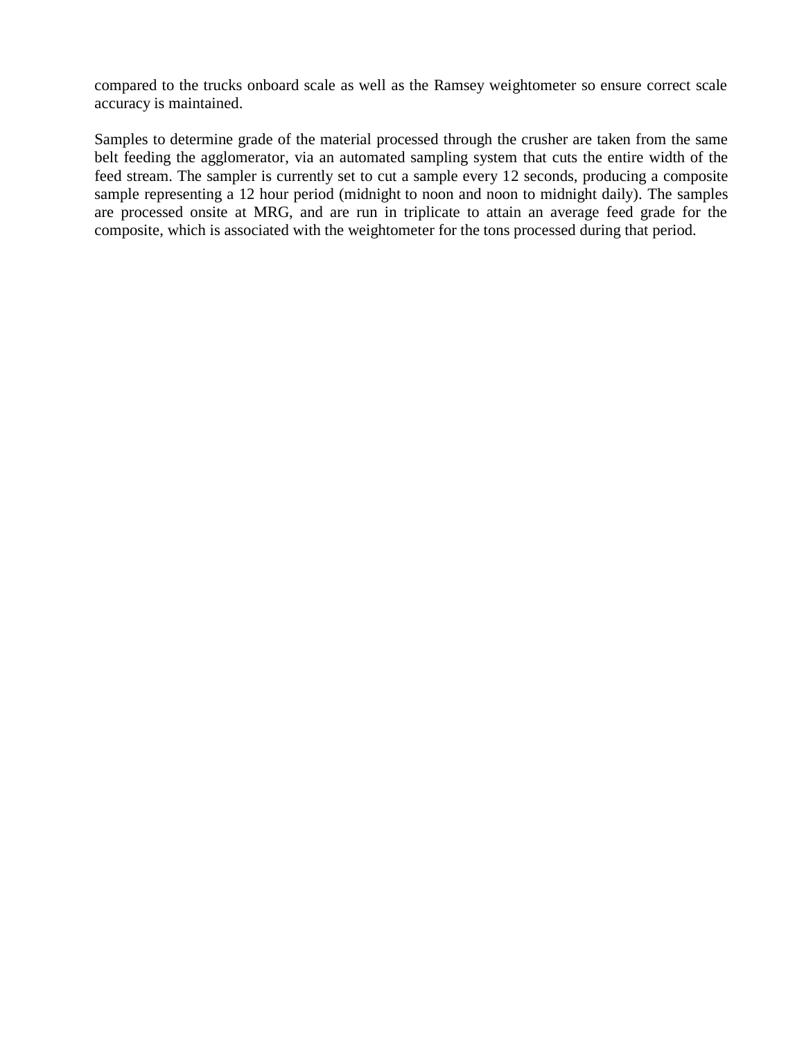compared to the trucks onboard scale as well as the Ramsey weightometer so ensure correct scale accuracy is maintained.

Samples to determine grade of the material processed through the crusher are taken from the same belt feeding the agglomerator, via an automated sampling system that cuts the entire width of the feed stream. The sampler is currently set to cut a sample every 12 seconds, producing a composite sample representing a 12 hour period (midnight to noon and noon to midnight daily). The samples are processed onsite at MRG, and are run in triplicate to attain an average feed grade for the composite, which is associated with the weightometer for the tons processed during that period.